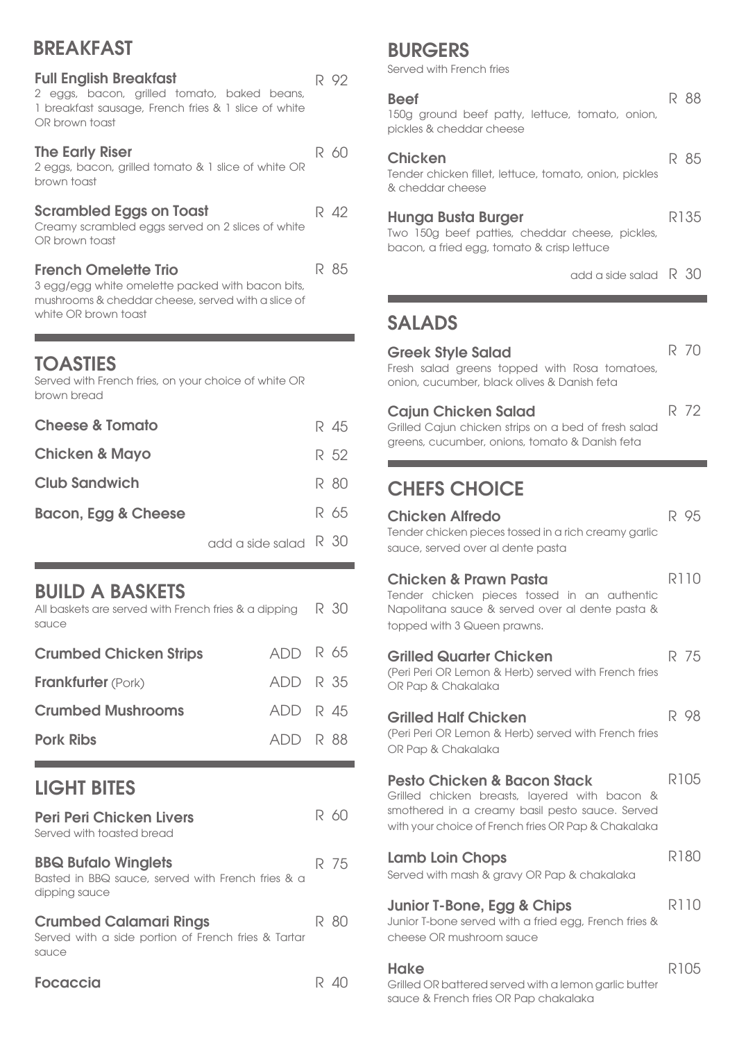## BREAKFAST

**Full English Breakfast** R 92
2 eggs, bacon, grilled tomato, baked beans, 1 breakfast sausage, French fries & 1 slice of white OR brown toast

**The Early Riser** R 60
2 eggs, bacon, grilled tomato & 1 slice of white OR brown toast

**Scrambled Eggs on Toast** R 42
Creamy scrambled eggs served on 2 slices of white OR brown toast

**French Omelette Trio** R 85
3 egg/egg white omelette packed with bacon bits, mushrooms & cheddar cheese, served with a slice of white OR brown toast

## TOASTIES

Served with French fries, on your choice of white OR brown bread

**Cheese & Tomato** R 45

**Chicken & Mayo** R 52

**Club Sandwich** R 80

**Bacon, Egg & Cheese** R 65

add a side salad R 30

## BUILD A BASKETS

All baskets are served with French fries & a dipping sauce R 30

**Crumbed Chicken Strips** ADD R 65

**Frankfurter** (Pork) ADD R 35

**Crumbed Mushrooms** ADD R 45

**Pork Ribs** ADD R 88

## LIGHT BITES

**Peri Peri Chicken Livers** R 60
Served with toasted bread

**BBQ Bufalo Winglets** R 75
Basted in BBQ sauce, served with French fries & a dipping sauce

**Crumbed Calamari Rings** R 80
Served with a side portion of French fries & Tartar sauce

**Focaccia** R 40

## BURGERS

Served with French fries

**Beef** R 88
150g ground beef patty, lettuce, tomato, onion, pickles & cheddar cheese

**Chicken** R 85
Tender chicken fillet, lettuce, tomato, onion, pickles & cheddar cheese

**Hunga Busta Burger** R135
Two 150g beef patties, cheddar cheese, pickles, bacon, a fried egg, tomato & crisp lettuce

add a side salad R 30

## SALADS

**Greek Style Salad** R 70
Fresh salad greens topped with Rosa tomatoes, onion, cucumber, black olives & Danish feta

**Cajun Chicken Salad** R 72
Grilled Cajun chicken strips on a bed of fresh salad greens, cucumber, onions, tomato & Danish feta

## CHEFS CHOICE

**Chicken Alfredo** R 95
Tender chicken pieces tossed in a rich creamy garlic sauce, served over al dente pasta

**Chicken & Prawn Pasta** R110
Tender chicken pieces tossed in an authentic Napolitana sauce & served over al dente pasta & topped with 3 Queen prawns.

**Grilled Quarter Chicken** R 75
(Peri Peri OR Lemon & Herb) served with French fries OR Pap & Chakalaka

**Grilled Half Chicken** R 98
(Peri Peri OR Lemon & Herb) served with French fries OR Pap & Chakalaka

**Pesto Chicken & Bacon Stack** R105
Grilled chicken breasts, layered with bacon & smothered in a creamy basil pesto sauce. Served with your choice of French fries OR Pap & Chakalaka

**Lamb Loin Chops** R180
Served with mash & gravy OR Pap & chakalaka

**Junior T-Bone, Egg & Chips** R110
Junior T-bone served with a fried egg, French fries & cheese OR mushroom sauce

**Hake** R105
Grilled OR battered served with a lemon garlic butter sauce & French fries OR Pap chakalaka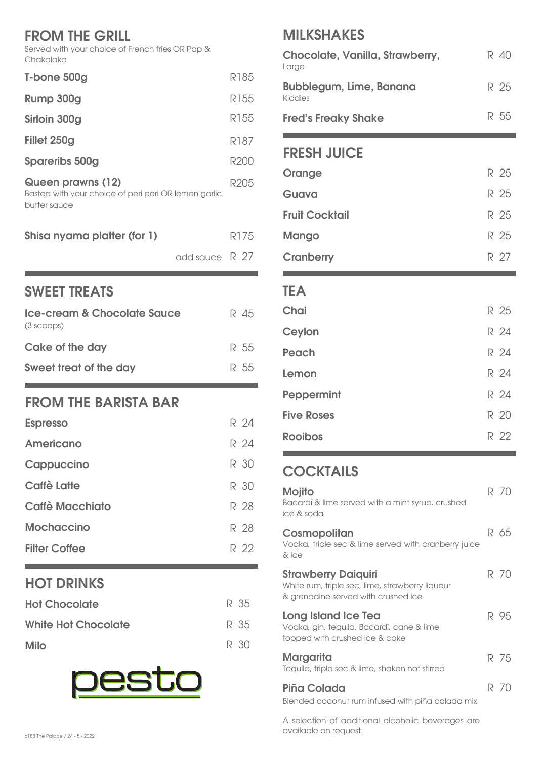## FROM THE GRILL

Served with your choice of French fries OR Pap & Chakalaka

| | |
|---|---|
| **T-bone 500g** | R185 |
| **Rump 300g** | R155 |
| **Sirloin 300g** | R155 |
| **Fillet 250g** | R187 |
| **Spareribs 500g** | R200 |
| **Queen prawns (12)** Basted with your choice of peri peri OR lemon garlic butter sauce | R205 |
| **Shisa nyama platter (for 1)** | R175 |
| add sauce | R 27 |

## SWEET TREATS

| | |
|---|---|
| **Ice-cream & Chocolate Sauce** (3 scoops) | R 45 |
| **Cake of the day** | R 55 |
| **Sweet treat of the day** | R 55 |

## FROM THE BARISTA BAR

| | |
|---|---|
| **Espresso** | R 24 |
| **Americano** | R 24 |
| **Cappuccino** | R 30 |
| **Caffè Latte** | R 30 |
| **Caffè Macchiato** | R 28 |
| **Mochaccino** | R 28 |
| **Filter Coffee** | R 22 |

## HOT DRINKS

| | |
|---|---|
| **Hot Chocolate** | R 35 |
| **White Hot Chocolate** | R 35 |
| **Milo** | R 30 |

pesto

6188 The Palace / 24 - 5 - 2022

## MILKSHAKES

| | |
|---|---|
| **Chocolate, Vanilla, Strawberry,** Large | R 40 |
| **Bubblegum, Lime, Banana** Kiddies | R 25 |
| **Fred's Freaky Shake** | R 55 |

## FRESH JUICE

| | |
|---|---|
| **Orange** | R 25 |
| **Guava** | R 25 |
| **Fruit Cocktail** | R 25 |
| **Mango** | R 25 |
| **Cranberry** | R 27 |

## TEA

| | |
|---|---|
| **Chai** | R 25 |
| **Ceylon** | R 24 |
| **Peach** | R 24 |
| **Lemon** | R 24 |
| **Peppermint** | R 24 |
| **Five Roses** | R 20 |
| **Rooibos** | R 22 |

## COCKTAILS

| | |
|---|---|
| **Mojito** Bacardí & lime served with a mint syrup, crushed ice & soda | R 70 |
| **Cosmopolitan** Vodka, triple sec & lime served with cranberry juice & ice | R 65 |
| **Strawberry Daiquiri** White rum, triple sec, lime, strawberry liqueur & grenadine served with crushed ice | R 70 |
| **Long Island Ice Tea** Vodka, gin, tequila, Bacardí, cane & lime topped with crushed ice & coke | R 95 |
| **Margarita** Tequila, triple sec & lime, shaken not stirred | R 75 |
| **Piña Colada** Blended coconut rum infused with piña colada mix | R 70 |

A selection of additional alcoholic beverages are available on request.